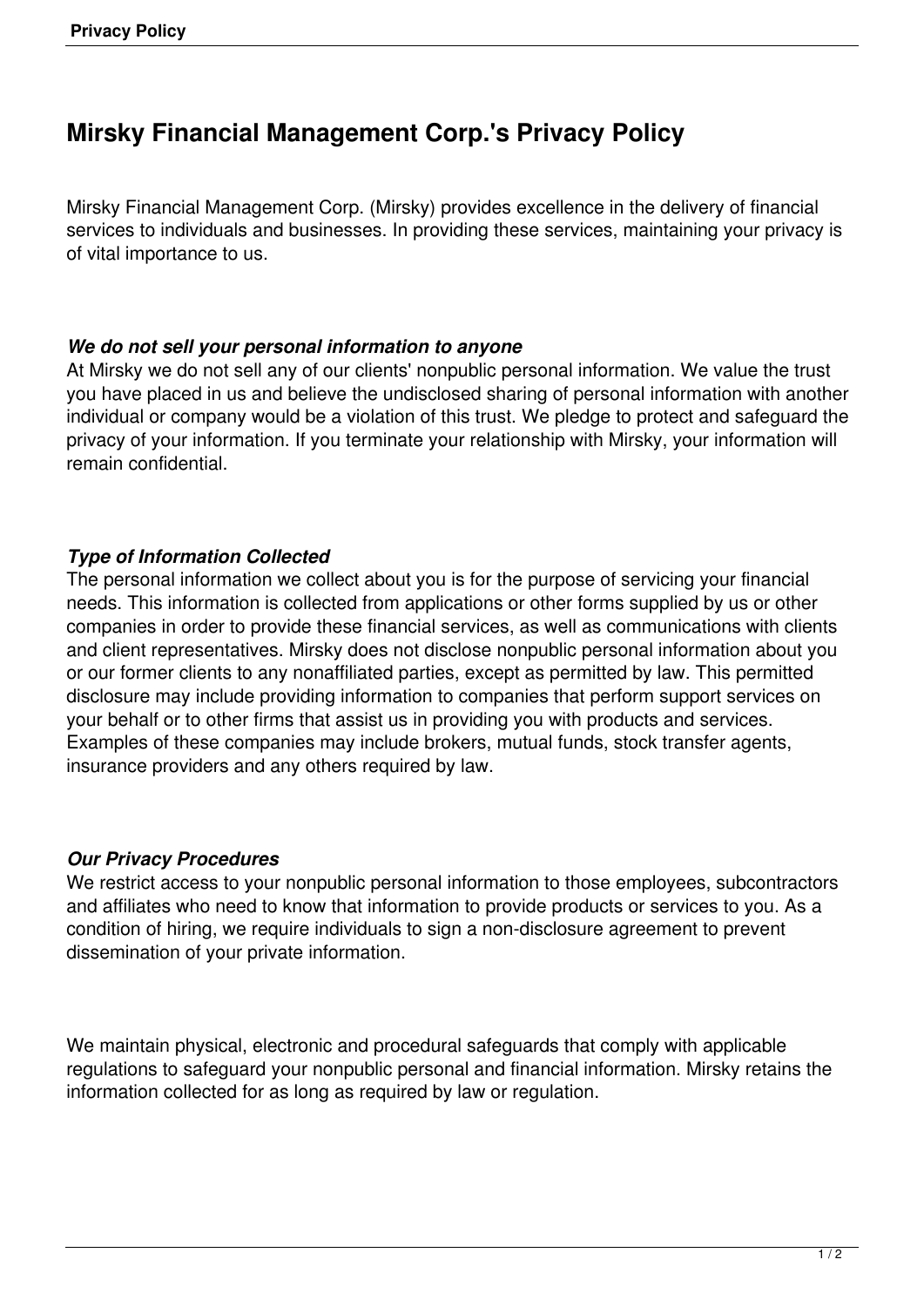# Mirsky Financial Management Corp.'s Privacy Policy

Mirsky Financial Management Corp. (Mirsky) provides excellence in the delivery of financial services to individuals and businesses. In providing these services, maintaining your privacy is of vital importance to us.

***We do not sell your personal information to anyone***

At Mirsky we do not sell any of our clients' nonpublic personal information. We value the trust you have placed in us and believe the undisclosed sharing of personal information with another individual or company would be a violation of this trust. We pledge to protect and safeguard the privacy of your information. If you terminate your relationship with Mirsky, your information will remain confidential.

***Type of Information Collected***

The personal information we collect about you is for the purpose of servicing your financial needs. This information is collected from applications or other forms supplied by us or other companies in order to provide these financial services, as well as communications with clients and client representatives. Mirsky does not disclose nonpublic personal information about you or our former clients to any nonaffiliated parties, except as permitted by law. This permitted disclosure may include providing information to companies that perform support services on your behalf or to other firms that assist us in providing you with products and services. Examples of these companies may include brokers, mutual funds, stock transfer agents, insurance providers and any others required by law.

***Our Privacy Procedures***

We restrict access to your nonpublic personal information to those employees, subcontractors and affiliates who need to know that information to provide products or services to you. As a condition of hiring, we require individuals to sign a non-disclosure agreement to prevent dissemination of your private information.

We maintain physical, electronic and procedural safeguards that comply with applicable regulations to safeguard your nonpublic personal and financial information. Mirsky retains the information collected for as long as required by law or regulation.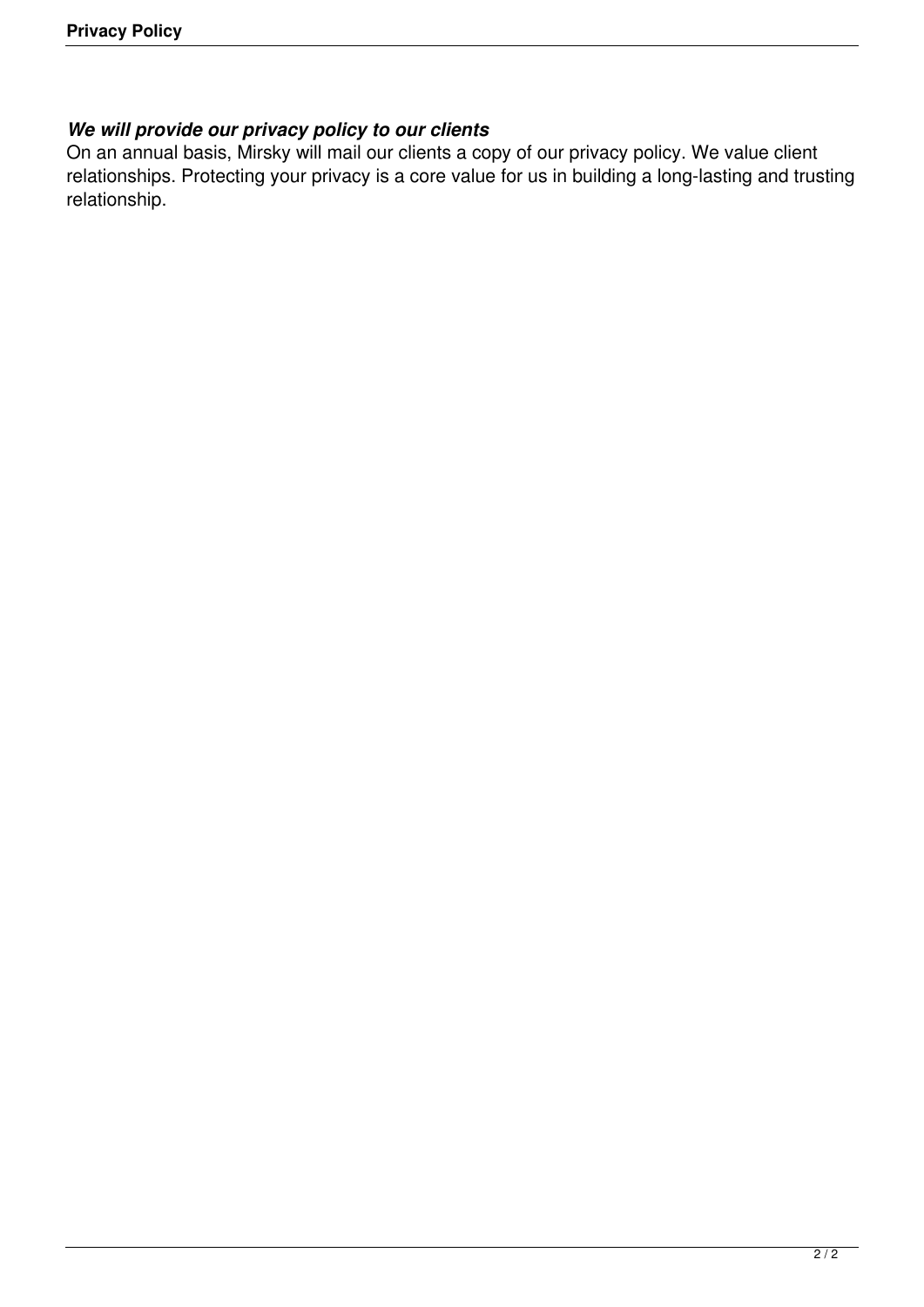### *We will provide our privacy policy to our clients*

On an annual basis, Mirsky will mail our clients a copy of our privacy policy. We value client relationships. Protecting your privacy is a core value for us in building a long-lasting and trusting relationship.